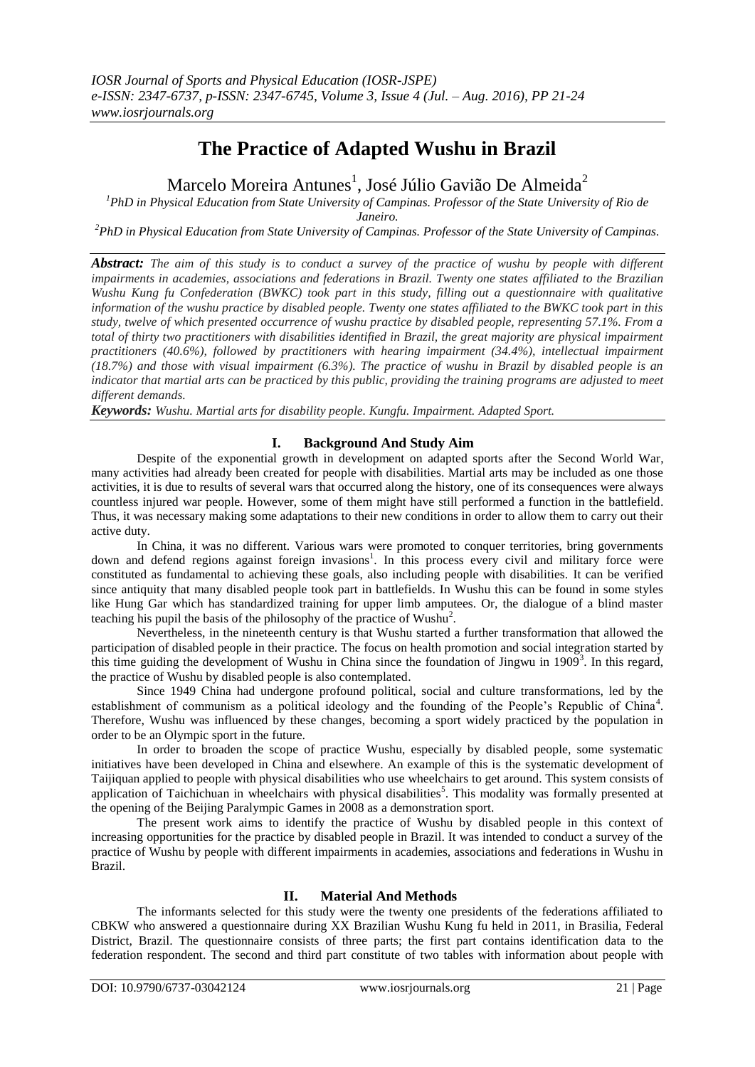# The Practice of Adapted Wushu in Brazil

Marcelo Moreira Antunes[1], José Júlio Gavião De Almeida[2]

[1]PhD in Physical Education from State University of Campinas. Professor of the State University of Rio de Janeiro.

[2]PhD in Physical Education from State University of Campinas. Professor of the State University of Campinas.

***Abstract:*** *The aim of this study is to conduct a survey of the practice of wushu by people with different impairments in academies, associations and federations in Brazil. Twenty one states affiliated to the Brazilian Wushu Kung fu Confederation (BWKC) took part in this study, filling out a questionnaire with qualitative information of the wushu practice by disabled people. Twenty one states affiliated to the BWKC took part in this study, twelve of which presented occurrence of wushu practice by disabled people, representing 57.1%. From a total of thirty two practitioners with disabilities identified in Brazil, the great majority are physical impairment practitioners (40.6%), followed by practitioners with hearing impairment (34.4%), intellectual impairment (18.7%) and those with visual impairment (6.3%). The practice of wushu in Brazil by disabled people is an indicator that martial arts can be practiced by this public, providing the training programs are adjusted to meet different demands.*

***Keywords:*** *Wushu. Martial arts for disability people. Kungfu. Impairment. Adapted Sport.*

## I. Background And Study Aim

Despite of the exponential growth in development on adapted sports after the Second World War, many activities had already been created for people with disabilities. Martial arts may be included as one those activities, it is due to results of several wars that occurred along the history, one of its consequences were always countless injured war people. However, some of them might have still performed a function in the battlefield. Thus, it was necessary making some adaptations to their new conditions in order to allow them to carry out their active duty.

In China, it was no different. Various wars were promoted to conquer territories, bring governments down and defend regions against foreign invasions[1]. In this process every civil and military force were constituted as fundamental to achieving these goals, also including people with disabilities. It can be verified since antiquity that many disabled people took part in battlefields. In Wushu this can be found in some styles like Hung Gar which has standardized training for upper limb amputees. Or, the dialogue of a blind master teaching his pupil the basis of the philosophy of the practice of Wushu[2].

Nevertheless, in the nineteenth century is that Wushu started a further transformation that allowed the participation of disabled people in their practice. The focus on health promotion and social integration started by this time guiding the development of Wushu in China since the foundation of Jingwu in 1909[3]. In this regard, the practice of Wushu by disabled people is also contemplated.

Since 1949 China had undergone profound political, social and culture transformations, led by the establishment of communism as a political ideology and the founding of the People's Republic of China[4]. Therefore, Wushu was influenced by these changes, becoming a sport widely practiced by the population in order to be an Olympic sport in the future.

In order to broaden the scope of practice Wushu, especially by disabled people, some systematic initiatives have been developed in China and elsewhere. An example of this is the systematic development of Taijiquan applied to people with physical disabilities who use wheelchairs to get around. This system consists of application of Taichichuan in wheelchairs with physical disabilities[5]. This modality was formally presented at the opening of the Beijing Paralympic Games in 2008 as a demonstration sport.

The present work aims to identify the practice of Wushu by disabled people in this context of increasing opportunities for the practice by disabled people in Brazil. It was intended to conduct a survey of the practice of Wushu by people with different impairments in academies, associations and federations in Wushu in Brazil.

## II. Material And Methods

The informants selected for this study were the twenty one presidents of the federations affiliated to CBKW who answered a questionnaire during XX Brazilian Wushu Kung fu held in 2011, in Brasilia, Federal District, Brazil. The questionnaire consists of three parts; the first part contains identification data to the federation respondent. The second and third part constitute of two tables with information about people with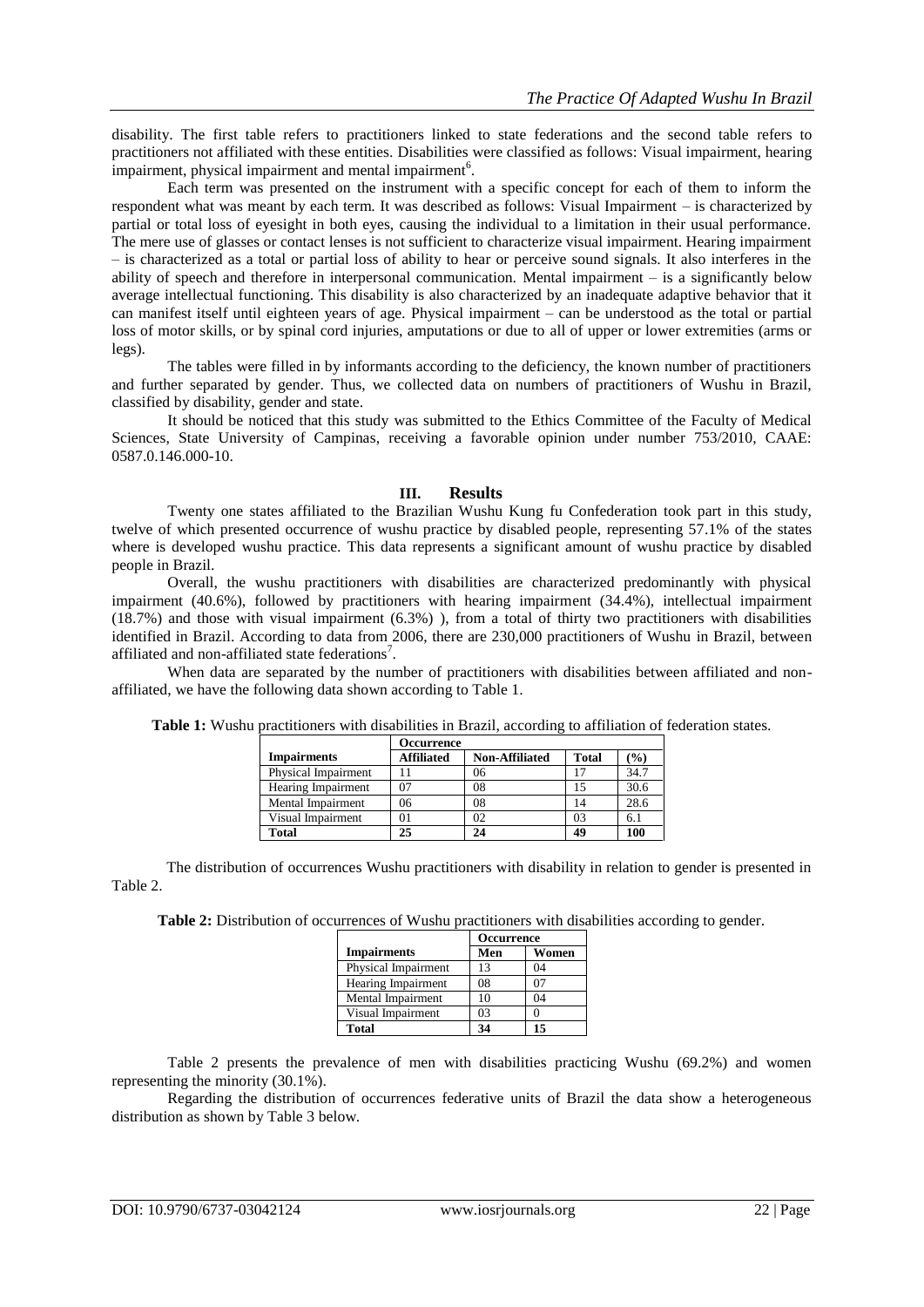disability. The first table refers to practitioners linked to state federations and the second table refers to practitioners not affiliated with these entities. Disabilities were classified as follows: Visual impairment, hearing impairment, physical impairment and mental impairment[6].

Each term was presented on the instrument with a specific concept for each of them to inform the respondent what was meant by each term. It was described as follows: Visual Impairment – is characterized by partial or total loss of eyesight in both eyes, causing the individual to a limitation in their usual performance. The mere use of glasses or contact lenses is not sufficient to characterize visual impairment. Hearing impairment – is characterized as a total or partial loss of ability to hear or perceive sound signals. It also interferes in the ability of speech and therefore in interpersonal communication. Mental impairment – is a significantly below average intellectual functioning. This disability is also characterized by an inadequate adaptive behavior that it can manifest itself until eighteen years of age. Physical impairment – can be understood as the total or partial loss of motor skills, or by spinal cord injuries, amputations or due to all of upper or lower extremities (arms or legs).

The tables were filled in by informants according to the deficiency, the known number of practitioners and further separated by gender. Thus, we collected data on numbers of practitioners of Wushu in Brazil, classified by disability, gender and state.

It should be noticed that this study was submitted to the Ethics Committee of the Faculty of Medical Sciences, State University of Campinas, receiving a favorable opinion under number 753/2010, CAAE: 0587.0.146.000-10.

## III. Results

Twenty one states affiliated to the Brazilian Wushu Kung fu Confederation took part in this study, twelve of which presented occurrence of wushu practice by disabled people, representing 57.1% of the states where is developed wushu practice. This data represents a significant amount of wushu practice by disabled people in Brazil.

Overall, the wushu practitioners with disabilities are characterized predominantly with physical impairment (40.6%), followed by practitioners with hearing impairment (34.4%), intellectual impairment (18.7%) and those with visual impairment (6.3%) ), from a total of thirty two practitioners with disabilities identified in Brazil. According to data from 2006, there are 230,000 practitioners of Wushu in Brazil, between affiliated and non-affiliated state federations[7].

When data are separated by the number of practitioners with disabilities between affiliated and non-affiliated, we have the following data shown according to Table 1.

**Table 1:** Wushu practitioners with disabilities in Brazil, according to affiliation of federation states.

| | Occurrence | | | |
|---|---|---|---|---|
| **Impairments** | **Affiliated** | **Non-Affiliated** | **Total** | **(%)** |
| Physical Impairment | 11 | 06 | 17 | 34.7 |
| Hearing Impairment | 07 | 08 | 15 | 30.6 |
| Mental Impairment | 06 | 08 | 14 | 28.6 |
| Visual Impairment | 01 | 02 | 03 | 6.1 |
| **Total** | **25** | **24** | **49** | **100** |

The distribution of occurrences Wushu practitioners with disability in relation to gender is presented in Table 2.

**Table 2:** Distribution of occurrences of Wushu practitioners with disabilities according to gender.

| | Occurrence | |
|---|---|---|
| **Impairments** | **Men** | **Women** |
| Physical Impairment | 13 | 04 |
| Hearing Impairment | 08 | 07 |
| Mental Impairment | 10 | 04 |
| Visual Impairment | 03 | 0 |
| **Total** | **34** | **15** |

Table 2 presents the prevalence of men with disabilities practicing Wushu (69.2%) and women representing the minority (30.1%).

Regarding the distribution of occurrences federative units of Brazil the data show a heterogeneous distribution as shown by Table 3 below.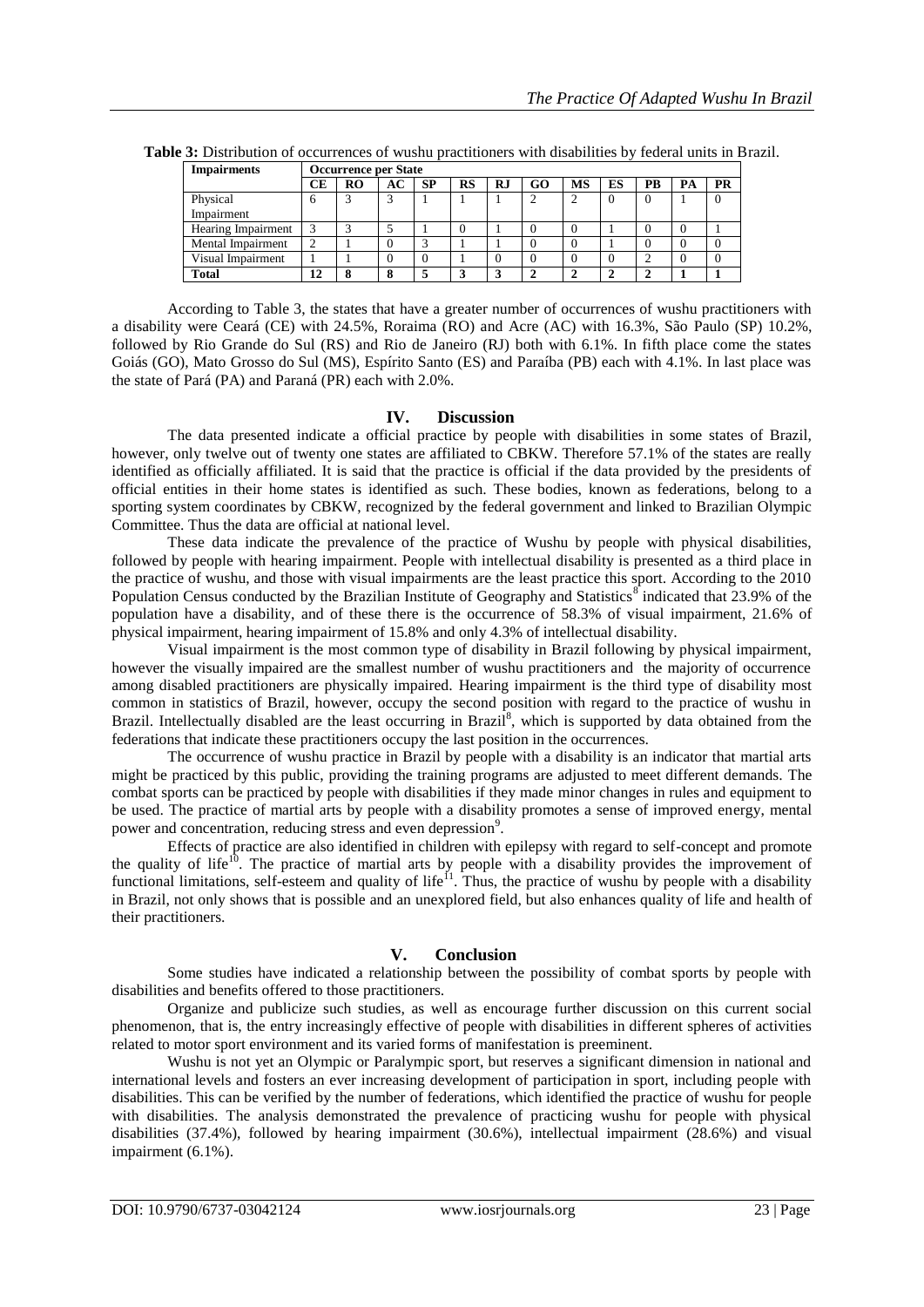**Table 3:** Distribution of occurrences of wushu practitioners with disabilities by federal units in Brazil.

| Impairments | Occurrence per State | | | | | | | | | | | |
|---|---|---|---|---|---|---|---|---|---|---|---|---|
| | CE | RO | AC | SP | RS | RJ | GO | MS | ES | PB | PA | PR |
| Physical Impairment | 6 | 3 | 3 | 1 | 1 | 1 | 2 | 2 | 0 | 0 | 1 | 0 |
| Hearing Impairment | 3 | 3 | 5 | 1 | 0 | 1 | 0 | 0 | 1 | 0 | 0 | 1 |
| Mental Impairment | 2 | 1 | 0 | 3 | 1 | 1 | 0 | 0 | 1 | 0 | 0 | 0 |
| Visual Impairment | 1 | 1 | 0 | 0 | 1 | 0 | 0 | 0 | 0 | 2 | 0 | 0 |
| **Total** | **12** | **8** | **8** | **5** | **3** | **3** | **2** | **2** | **2** | **2** | **1** | **1** |

According to Table 3, the states that have a greater number of occurrences of wushu practitioners with a disability were Ceará (CE) with 24.5%, Roraima (RO) and Acre (AC) with 16.3%, São Paulo (SP) 10.2%, followed by Rio Grande do Sul (RS) and Rio de Janeiro (RJ) both with 6.1%. In fifth place come the states Goiás (GO), Mato Grosso do Sul (MS), Espírito Santo (ES) and Paraíba (PB) each with 4.1%. In last place was the state of Pará (PA) and Paraná (PR) each with 2.0%.

## IV. Discussion

The data presented indicate a official practice by people with disabilities in some states of Brazil, however, only twelve out of twenty one states are affiliated to CBKW. Therefore 57.1% of the states are really identified as officially affiliated. It is said that the practice is official if the data provided by the presidents of official entities in their home states is identified as such. These bodies, known as federations, belong to a sporting system coordinates by CBKW, recognized by the federal government and linked to Brazilian Olympic Committee. Thus the data are official at national level.

These data indicate the prevalence of the practice of Wushu by people with physical disabilities, followed by people with hearing impairment. People with intellectual disability is presented as a third place in the practice of wushu, and those with visual impairments are the least practice this sport. According to the 2010 Population Census conducted by the Brazilian Institute of Geography and Statistics[8] indicated that 23.9% of the population have a disability, and of these there is the occurrence of 58.3% of visual impairment, 21.6% of physical impairment, hearing impairment of 15.8% and only 4.3% of intellectual disability.

Visual impairment is the most common type of disability in Brazil following by physical impairment, however the visually impaired are the smallest number of wushu practitioners and the majority of occurrence among disabled practitioners are physically impaired. Hearing impairment is the third type of disability most common in statistics of Brazil, however, occupy the second position with regard to the practice of wushu in Brazil. Intellectually disabled are the least occurring in Brazil[8], which is supported by data obtained from the federations that indicate these practitioners occupy the last position in the occurrences.

The occurrence of wushu practice in Brazil by people with a disability is an indicator that martial arts might be practiced by this public, providing the training programs are adjusted to meet different demands. The combat sports can be practiced by people with disabilities if they made minor changes in rules and equipment to be used. The practice of martial arts by people with a disability promotes a sense of improved energy, mental power and concentration, reducing stress and even depression[9].

Effects of practice are also identified in children with epilepsy with regard to self-concept and promote the quality of life[10]. The practice of martial arts by people with a disability provides the improvement of functional limitations, self-esteem and quality of life[11]. Thus, the practice of wushu by people with a disability in Brazil, not only shows that is possible and an unexplored field, but also enhances quality of life and health of their practitioners.

## V. Conclusion

Some studies have indicated a relationship between the possibility of combat sports by people with disabilities and benefits offered to those practitioners.

Organize and publicize such studies, as well as encourage further discussion on this current social phenomenon, that is, the entry increasingly effective of people with disabilities in different spheres of activities related to motor sport environment and its varied forms of manifestation is preeminent.

Wushu is not yet an Olympic or Paralympic sport, but reserves a significant dimension in national and international levels and fosters an ever increasing development of participation in sport, including people with disabilities. This can be verified by the number of federations, which identified the practice of wushu for people with disabilities. The analysis demonstrated the prevalence of practicing wushu for people with physical disabilities (37.4%), followed by hearing impairment (30.6%), intellectual impairment (28.6%) and visual impairment (6.1%).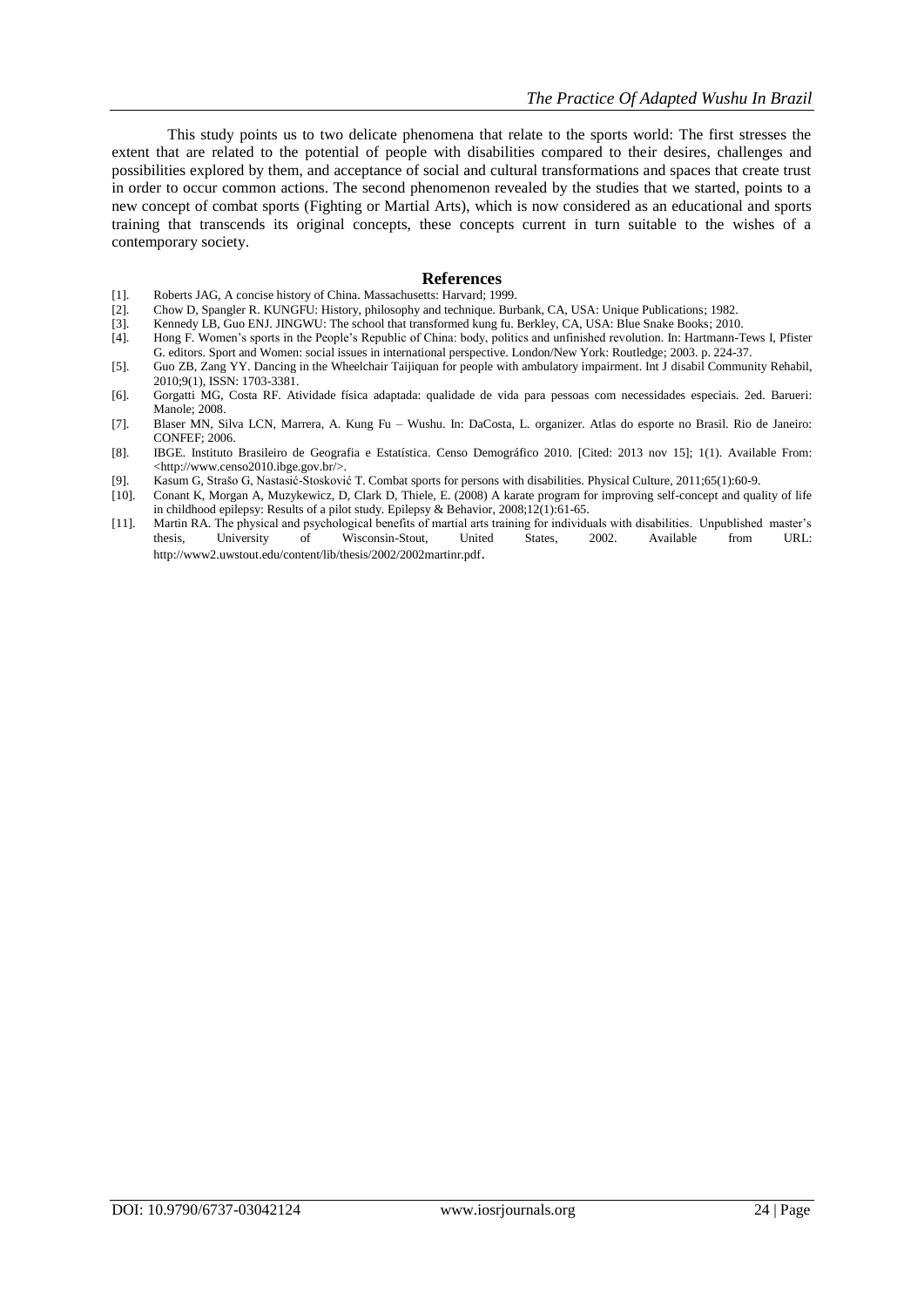This study points us to two delicate phenomena that relate to the sports world: The first stresses the extent that are related to the potential of people with disabilities compared to their desires, challenges and possibilities explored by them, and acceptance of social and cultural transformations and spaces that create trust in order to occur common actions. The second phenomenon revealed by the studies that we started, points to a new concept of combat sports (Fighting or Martial Arts), which is now considered as an educational and sports training that transcends its original concepts, these concepts current in turn suitable to the wishes of a contemporary society.

## References

[1]. Roberts JAG, A concise history of China. Massachusetts: Harvard; 1999.

[2]. Chow D, Spangler R. KUNGFU: History, philosophy and technique. Burbank, CA, USA: Unique Publications; 1982.

[3]. Kennedy LB, Guo ENJ. JINGWU: The school that transformed kung fu. Berkley, CA, USA: Blue Snake Books; 2010.

[4]. Hong F. Women's sports in the People's Republic of China: body, politics and unfinished revolution. In: Hartmann-Tews I, Pfister G. editors. Sport and Women: social issues in international perspective. London/New York: Routledge; 2003. p. 224-37.

[5]. Guo ZB, Zang YY. Dancing in the Wheelchair Taijiquan for people with ambulatory impairment. Int J disabil Community Rehabil, 2010;9(1), ISSN: 1703-3381.

[6]. Gorgatti MG, Costa RF. Atividade física adaptada: qualidade de vida para pessoas com necessidades especiais. 2ed. Barueri: Manole; 2008.

[7]. Blaser MN, Silva LCN, Marrera, A. Kung Fu – Wushu. In: DaCosta, L. organizer. Atlas do esporte no Brasil. Rio de Janeiro: CONFEF; 2006.

[8]. IBGE. Instituto Brasileiro de Geografia e Estatística. Censo Demográfico 2010. [Cited: 2013 nov 15]; 1(1). Available From: <http://www.censo2010.ibge.gov.br/>.

[9]. Kasum G, Strašo G, Nastasić-Stosković T. Combat sports for persons with disabilities. Physical Culture, 2011;65(1):60-9.

[10]. Conant K, Morgan A, Muzykewicz, D, Clark D, Thiele, E. (2008) A karate program for improving self-concept and quality of life in childhood epilepsy: Results of a pilot study. Epilepsy & Behavior, 2008;12(1):61-65.

[11]. Martin RA. The physical and psychological benefits of martial arts training for individuals with disabilities. Unpublished master's thesis, University of Wisconsin-Stout, United States, 2002. Available from URL: http://www2.uwstout.edu/content/lib/thesis/2002/2002martinr.pdf.